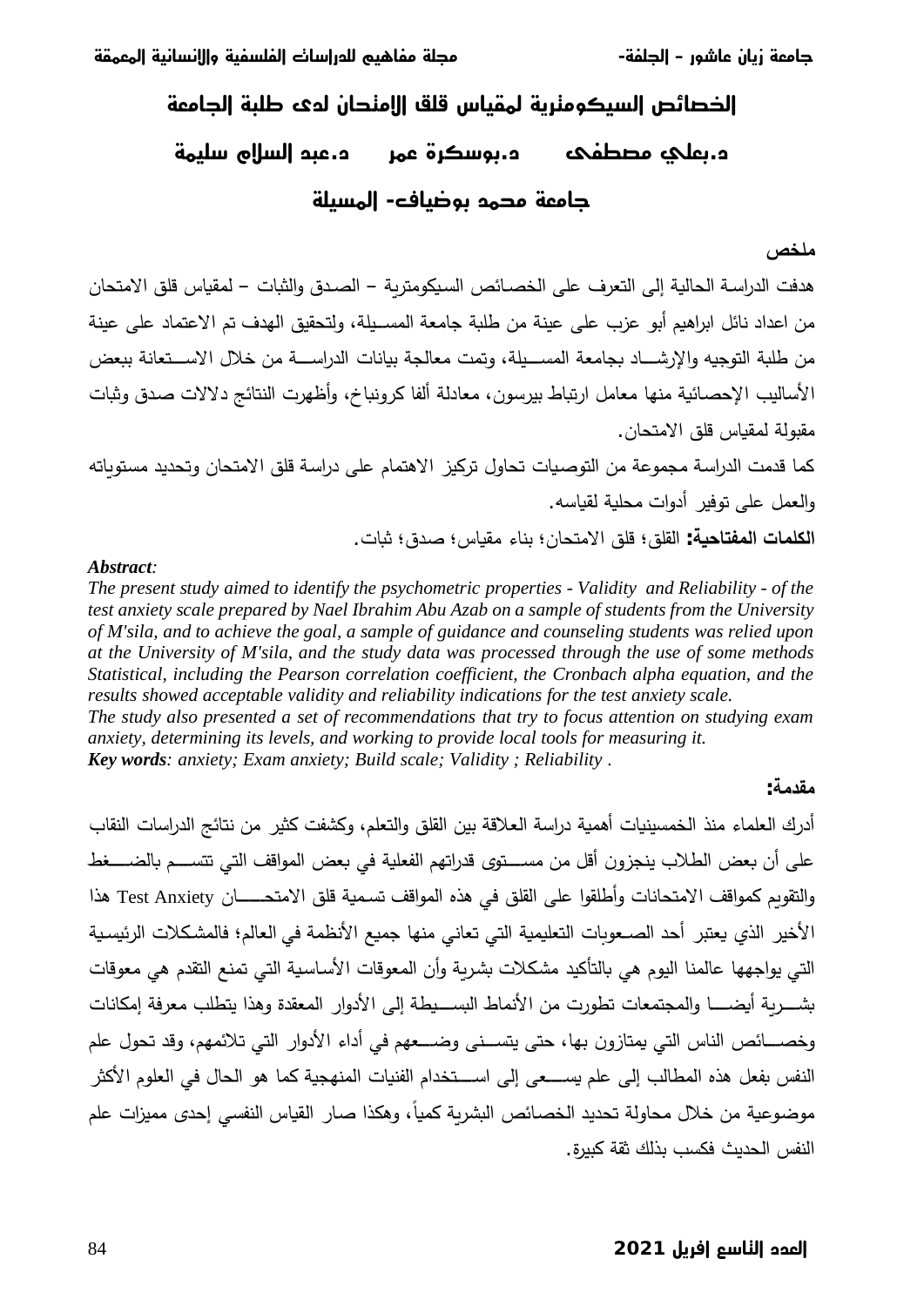# الخصائص السيكومترية لمقياس قلق الامتحان لدى طلبة الجامعة

**د.بعلي مصطفى      د.بوسكرة عمر      د.عبد السلام سليمة**

**جامعة محمد بوضياف- المسيلة**

**ملخص**

هدفت الدراسة الحالية إلى التعرف على الخصائص السيكومترية – الصدق والثبات – لمقياس قلق الامتحان من اعداد نائل ابراهيم أبو عزب على عينة من طلبة جامعة المسيلة، ولتحقيق الهدف تم الاعتماد على عينة من طلبة التوجيه والإرشاد بجامعة المسيلة، وتمت معالجة بيانات الدراسة من خلال الاستعانة ببعض الأساليب الإحصائية منها معامل ارتباط بيرسون، معادلة ألفا كرونباخ، وأظهرت النتائج دلالات صدق وثبات مقبولة لمقياس قلق الامتحان.

كما قدمت الدراسة مجموعة من التوصيات تحاول تركيز الاهتمام على دراسة قلق الامتحان وتحديد مستوياته والعمل على توفير أدوات محلية لقياسه.

**الكلمات المفتاحية:** القلق؛ قلق الامتحان؛ بناء مقياس؛ صدق؛ ثبات.

***Abstract:***

*The present study aimed to identify the psychometric properties - Validity and Reliability - of the test anxiety scale prepared by Nael Ibrahim Abu Azab on a sample of students from the University of M'sila, and to achieve the goal, a sample of guidance and counseling students was relied upon at the University of M'sila, and the study data was processed through the use of some methods Statistical, including the Pearson correlation coefficient, the Cronbach alpha equation, and the results showed acceptable validity and reliability indications for the test anxiety scale.*

*The study also presented a set of recommendations that try to focus attention on studying exam anxiety, determining its levels, and working to provide local tools for measuring it.*

***Key words**: anxiety; Exam anxiety; Build scale; Validity ; Reliability .*

**مقدمة:**

أدرك العلماء منذ الخمسينيات أهمية دراسة العلاقة بين القلق والتعلم، وكشفت كثير من نتائج الدراسات النقاب على أن بعض الطلاب ينجزون أقل من مستوى قدراتهم الفعلية في بعض المواقف التي تتسم بالضغط والتقويم كمواقف الامتحانات وأطلقوا على القلق في هذه المواقف تسمية قلق الامتحان Test Anxiety هذا الأخير الذي يعتبر أحد الصعوبات التعليمية التي تعاني منها جميع الأنظمة في العالم؛ فالمشكلات الرئيسية التي يواجهها عالمنا اليوم هي بالتأكيد مشكلات بشرية وأن المعوقات الأساسية التي تمنع التقدم هي معوقات بشرية أيضا والمجتمعات تطورت من الأنماط البسيطة إلى الأدوار المعقدة وهذا يتطلب معرفة إمكانات وخصائص الناس التي يمتازون بها، حتى يتسنى وضعهم في أداء الأدوار التي تلائمهم، وقد تحول علم النفس بفعل هذه المطالب إلى علم يسعى إلى استخدام الفنيات المنهجية كما هو الحال في العلوم الأكثر موضوعية من خلال محاولة تحديد الخصائص البشرية كمياً، وهكذا صار القياس النفسي إحدى مميزات علم النفس الحديث فكسب بذلك ثقة كبيرة.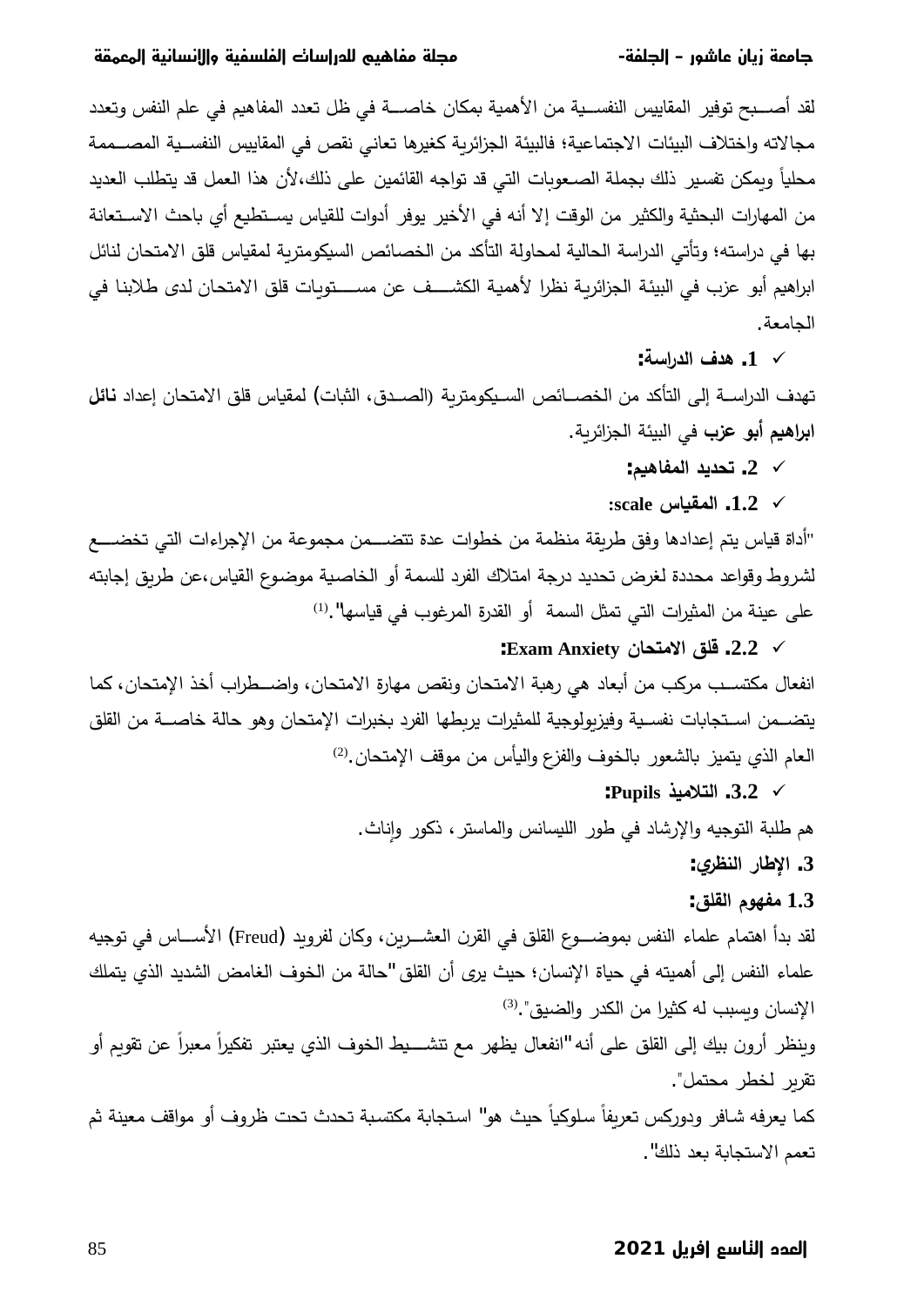لقد أصبح توفير المقاييس النفسية من الأهمية بمكان خاصة في ظل تعدد المفاهيم في علم النفس وتعدد مجالاته واختلاف البيئات الاجتماعية؛ فالبيئة الجزائرية كغيرها تعاني نقص في المقاييس النفسية المصممة محلياً ويمكن تفسير ذلك بجملة الصعوبات التي قد تواجه القائمين على ذلك،لأن هذا العمل قد يتطلب العديد من المهارات البحثية والكثير من الوقت إلا أنه في الأخير يوفر أدوات للقياس يستطيع أي باحث الاستعانة بها في دراسته؛ وتأتي الدراسة الحالية لمحاولة التأكد من الخصائص السيكومترية لمقياس قلق الامتحان لنائل ابراهيم أبو عزب في البيئة الجزائرية نظرا لأهمية الكشف عن مستويات قلق الامتحان لدى طلابنا في الجامعة.

- **1. هدف الدراسة:**

تهدف الدراسة إلى التأكد من الخصائص السيكومترية (الصدق، الثبات) لمقياس قلق الامتحان إعداد **نائل ابراهيم أبو عزب** في البيئة الجزائرية.

- **2. تحديد المفاهيم:**
- **1.2. المقياس scale:**

"أداة قياس يتم إعدادها وفق طريقة منظمة من خطوات عدة تتضمن مجموعة من الإجراءات التي تخضع لشروط وقواعد محددة لغرض تحديد درجة امتلاك الفرد للسمة أو الخاصية موضوع القياس،عن طريق إجابته على عينة من المثيرات التي تمثل السمة أو القدرة المرغوب في قياسها".[(1)]

- **2.2. قلق الامتحان Exam Anxiety:**

انفعال مكتسب مركب من أبعاد هي رهبة الامتحان ونقص مهارة الامتحان، واضطراب أخذ الإمتحان، كما يتضمن استجابات نفسية وفيزيولوجية للمثيرات يربطها الفرد بخبرات الإمتحان وهو حالة خاصة من القلق العام الذي يتميز بالشعور بالخوف والفزع واليأس من موقف الإمتحان.[(2)]

- **3.2. التلاميذ Pupils:**

هم طلبة التوجيه والإرشاد في طور الليسانس والماستر، ذكور وإناث.

**3. الإطار النظري:**

**1.3 مفهوم القلق:**

لقد بدأ اهتمام علماء النفس بموضوع القلق في القرن العشرين، وكان لفرويد (Freud) الأساس في توجيه علماء النفس إلى أهميته في حياة الإنسان؛ حيث يرى أن القلق "حالة من الخوف الغامض الشديد الذي يتملك الإنسان ويسبب له كثيرا من الكدر والضيق".[(3)]

وينظر أرون بيك إلى القلق على أنه "انفعال يظهر مع تنشيط الخوف الذي يعتبر تفكيراً معبراً عن تقويم أو تقرير لخطر محتمل".

كما يعرفه شافر ودوركس تعريفاً سلوكياً حيث هو" استجابة مكتسبة تحدث تحت ظروف أو مواقف معينة ثم تعمم الاستجابة بعد ذلك".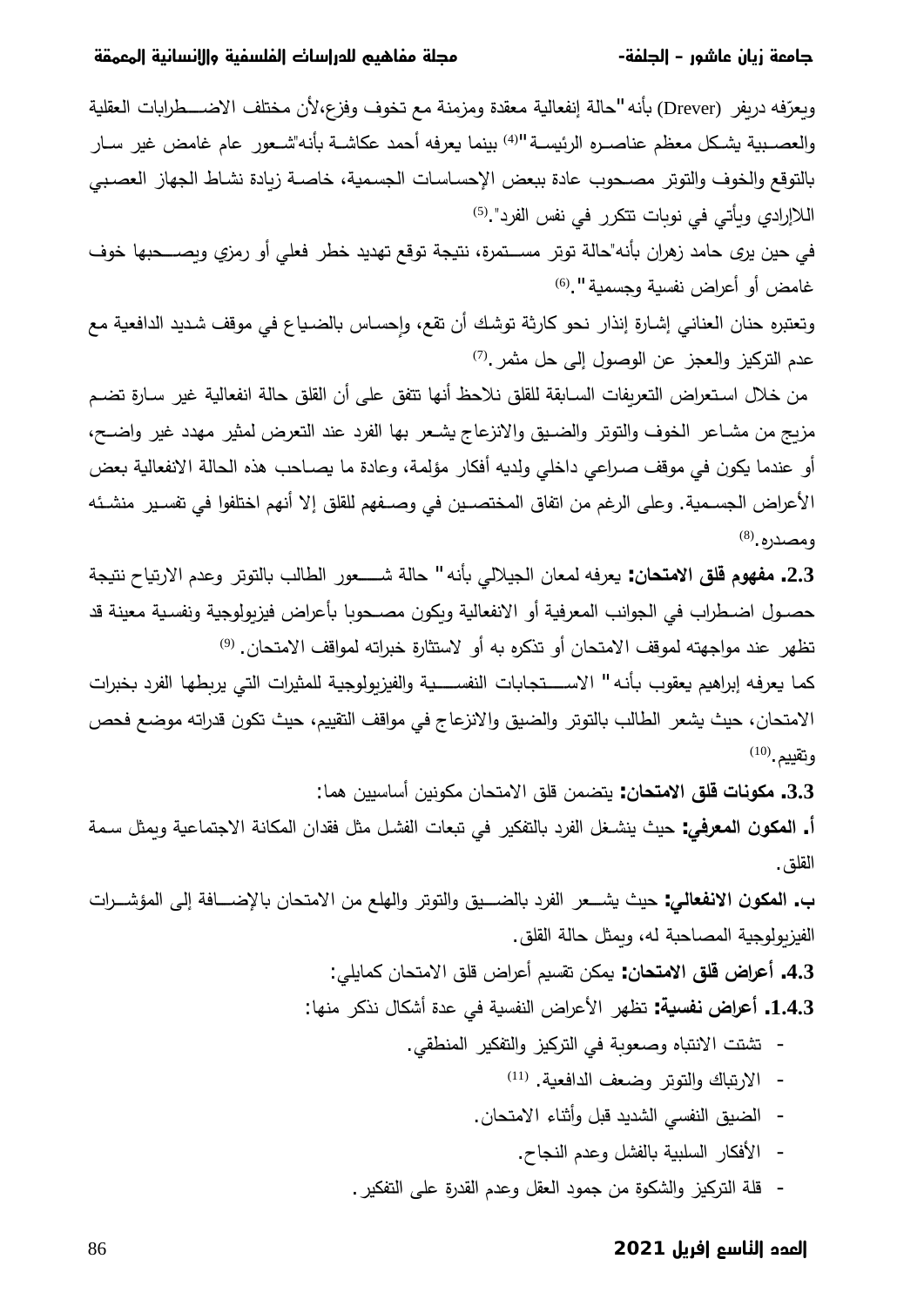ويعرّفه دريفر (Drever) بأنه "حالة إنفعالية معقدة ومزمنة مع تخوف وفزع،لأن مختلف الاضطرابات العقلية والعصبية يشكل معظم عناصره الرئيسة "[4] بينما يعرفه أحمد عكاشة بأنه"شعور عام غامض غير سار بالتوقع والخوف والتوتر مصحوب عادة ببعض الإحساسات الجسمية، خاصة زيادة نشاط الجهاز العصبي اللاإرادي ويأتي في نوبات تتكرر في نفس الفرد".[5]

في حين يرى حامد زهران بأنه"حالة توتر مستمرة، نتيجة توقع تهديد خطر فعلي أو رمزي ويصحبها خوف غامض أو أعراض نفسية وجسمية ".[6]

وتعتبره حنان العناني إشارة إنذار نحو كارثة توشك أن تقع، وإحساس بالضياع في موقف شديد الدافعية مع عدم التركيز والعجز عن الوصول إلى حل مثمر.[7]

من خلال استعراض التعريفات السابقة للقلق نلاحظ أنها تتفق على أن القلق حالة انفعالية غير سارة تضم مزيج من مشاعر الخوف والتوتر والضيق والانزعاج يشعر بها الفرد عند التعرض لمثير مهدد غير واضح، أو عندما يكون في موقف صراعي داخلي ولديه أفكار مؤلمة، وعادة ما يصاحب هذه الحالة الانفعالية بعض الأعراض الجسمية. وعلى الرغم من اتفاق المختصين في وصفهم للقلق إلا أنهم اختلفوا في تفسير منشئه ومصدره.[8]

**2.3. مفهوم قلق الامتحان:** يعرفه لمعان الجيلالي بأنه " حالة شعور الطالب بالتوتر وعدم الارتياح نتيجة حصول اضطراب في الجوانب المعرفية أو الانفعالية ويكون مصحوبا بأعراض فيزيولوجية ونفسية معينة قد تظهر عند مواجهته لموقف الامتحان أو تذكره به أو لاستثارة خبراته لمواقف الامتحان. [9]

كما يعرفه إبراهيم يعقوب بأنه " الاستجابات النفسية والفيزيولوجية للمثيرات التي يربطها الفرد بخبرات الامتحان، حيث يشعر الطالب بالتوتر والضيق والانزعاج في مواقف التقييم، حيث تكون قدراته موضع فحص وتقييم.[10]

**3.3. مكونات قلق الامتحان:** يتضمن قلق الامتحان مكونين أساسيين هما:

**أ. المكون المعرفي:** حيث ينشغل الفرد بالتفكير في تبعات الفشل مثل فقدان المكانة الاجتماعية ويمثل سمة القلق.

**ب. المكون الانفعالي:** حيث يشعر الفرد بالضيق والتوتر والهلع من الامتحان بالإضافة إلى المؤشرات الفيزيولوجية المصاحبة له، ويمثل حالة القلق.

**4.3. أعراض قلق الامتحان:** يمكن تقسيم أعراض قلق الامتحان كمايلي:

**1.4.3. أعراض نفسية:** تظهر الأعراض النفسية في عدة أشكال نذكر منها:

- تشتت الانتباه وصعوبة في التركيز والتفكير المنطقي.
- الارتباك والتوتر وضعف الدافعية. [11]
- الضيق النفسي الشديد قبل وأثناء الامتحان.
- الأفكار السلبية بالفشل وعدم النجاح.
- قلة التركيز والشكوة من جمود العقل وعدم القدرة على التفكير.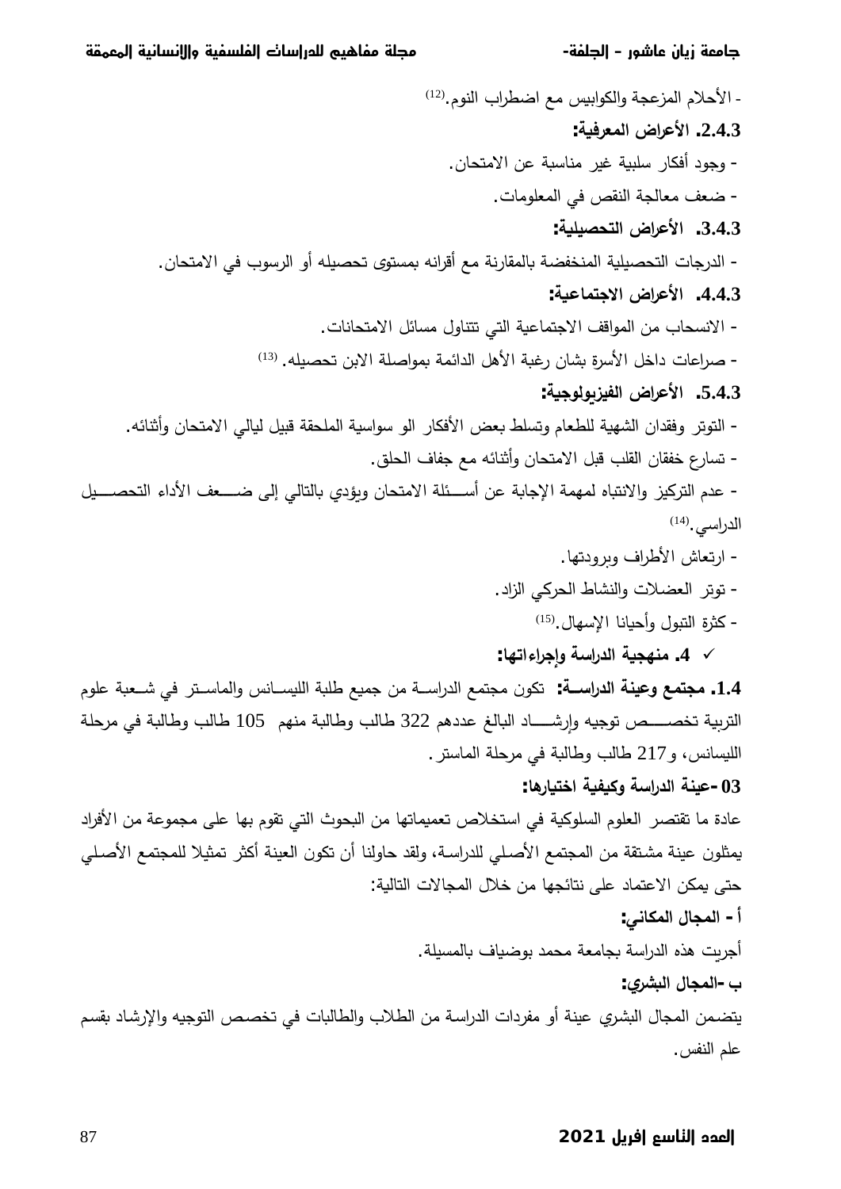- الأحلام المزعجة والكوابيس مع اضطراب النوم.[12]

### 2.4.3. الأعراض المعرفية:

- وجود أفكار سلبية غير مناسبة عن الامتحان.
- ضعف معالجة النقص في المعلومات.

### 3.4.3. الأعراض التحصيلية:

- الدرجات التحصيلية المنخفضة بالمقارنة مع أقرانه بمستوى تحصيله أو الرسوب في الامتحان.

### 4.4.3. الأعراض الاجتماعية:

- الانسحاب من المواقف الاجتماعية التي تتناول مسائل الامتحانات.
- صراعات داخل الأسرة بشان رغبة الأهل الدائمة بمواصلة الابن تحصيله.[13]

### 5.4.3. الأعراض الفيزيولوجية:

- التوتر وفقدان الشهية للطعام وتسلط بعض الأفكار الو سواسية الملحقة قبيل ليالي الامتحان وأثنائه.
- تسارع خفقان القلب قبل الامتحان وأثنائه مع جفاف الحلق.
- عدم التركيز والانتباه لمهمة الإجابة عن أسئلة الامتحان ويؤدي بالتالي إلى ضعف الأداء التحصيل الدراسي.[14]
- ارتعاش الأطراف وبرودتها.
- توتر العضلات والنشاط الحركي الزاد.
- كثرة التبول وأحيانا الإسهال.[15]

## ✓ 4. منهجية الدراسة وإجراءاتها:

**1.4. مجتمع وعينة الدراسة:** تكون مجتمع الدراسة من جميع طلبة الليسانس والماستر في شعبة علوم التربية تخصص توجيه وإرشاد البالغ عددهم 322 طالب وطالبة منهم 105 طالب وطالبة في مرحلة الليسانس، و217 طالب وطالبة في مرحلة الماستر.

### 03 -عينة الدراسة وكيفية اختيارها:

عادة ما تقتصر العلوم السلوكية في استخلاص تعميماتها من البحوث التي تقوم بها على مجموعة من الأفراد يمثلون عينة مشتقة من المجتمع الأصلي للدراسة، ولقد حاولنا أن تكون العينة أكثر تمثيلا للمجتمع الأصلي حتى يمكن الاعتماد على نتائجها من خلال المجالات التالية:

**أ - المجال المكاني:**

أجريت هذه الدراسة بجامعة محمد بوضياف بالمسيلة.

**ب -المجال البشري:**

يتضمن المجال البشري عينة أو مفردات الدراسة من الطلاب والطالبات في تخصص التوجيه والإرشاد بقسم علم النفس.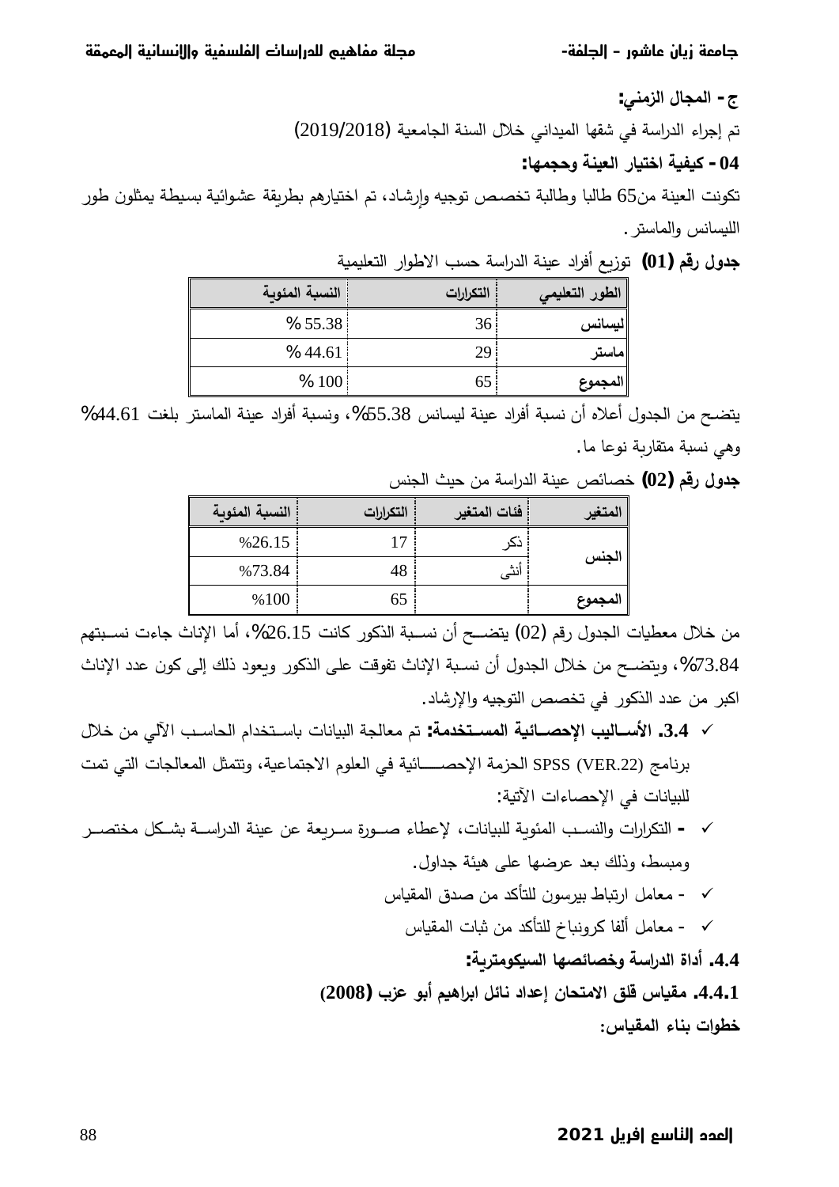**ج - المجال الزمني:**

تم إجراء الدراسة في شقها الميداني خلال السنة الجامعية (2019/2018)

**04 - كيفية اختيار العينة وحجمها:**

تكونت العينة من65 طالبا وطالبة تخصص توجيه وإرشاد، تم اختيارهم بطريقة عشوائية بسيطة يمثلون طور الليسانس والماستر.

**جدول رقم (01)** توزيع أفراد عينة الدراسة حسب الاطوار التعليمية

| الطور التعليمي | التكرارات | النسبة المئوية |
|---|---|---|
| ليسانس | 36 | % 55.38 |
| ماستر | 29 | % 44.61 |
| المجموع | 65 | % 100 |

يتضح من الجدول أعلاه أن نسبة أفراد عينة ليسانس 55.38%، ونسبة أفراد عينة الماستر بلغت 44.61% وهي نسبة متقاربة نوعا ما.

**جدول رقم (02)** خصائص عينة الدراسة من حيث الجنس

| المتغير | فئات المتغير | التكرارات | النسبة المئوية |
|---|---|---|---|
| الجنس | ذكر | 17 | %26.15 |
| | أنثى | 48 | %73.84 |
| المجموع | | 65 | %100 |

من خلال معطيات الجدول رقم (02) يتضح أن نسبة الذكور كانت 26.15%، أما الإناث جاءت نسبتهم 73.84%، ويتضح من خلال الجدول أن نسبة الإناث تفوقت على الذكور ويعود ذلك إلى كون عدد الإناث اكبر من عدد الذكور في تخصص التوجيه والإرشاد.

- **3.4. الأساليب الإحصائية المستخدمة:** تم معالجة البيانات باستخدام الحاسب الآلي من خلال برنامج SPSS (VER.22) الحزمة الإحصائية في العلوم الاجتماعية، وتتمثل المعالجات التي تمت للبيانات في الإحصاءات الآتية:
- **-** التكرارات والنسب المئوية للبيانات، لإعطاء صورة سريعة عن عينة الدراسة بشكل مختصر ومبسط، وذلك بعد عرضها على هيئة جداول.
- - معامل ارتباط بيرسون للتأكد من صدق المقياس
- - معامل ألفا كرونباخ للتأكد من ثبات المقياس

**4.4. أداة الدراسة وخصائصها السيكومترية:**

**4.4.1. مقياس قلق الامتحان إعداد نائل ابراهيم أبو عزب (2008)**

**خطوات بناء المقياس:**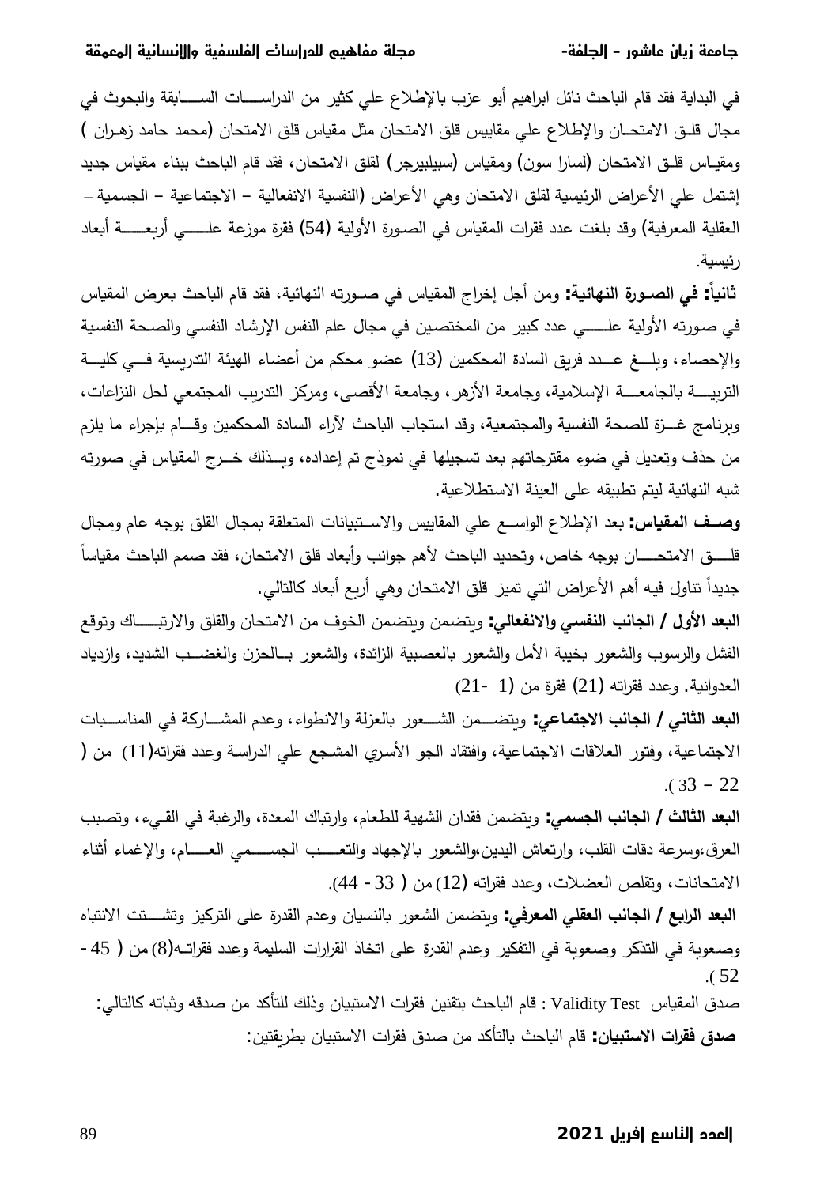في البداية فقد قام الباحث نائل ابراهيم أبو عزب بالإطلاع علي كثير من الدراسات السابقة والبحوث في مجال قلق الامتحان والإطلاع علي مقاييس قلق الامتحان مثل مقياس قلق الامتحان (محمد حامد زهران ) ومقياس قلق الامتحان (لسارا سون) ومقياس (سبيلبيرجر) لقلق الامتحان، فقد قام الباحث ببناء مقياس جديد إشتمل علي الأعراض الرئيسية لقلق الامتحان وهي الأعراض (النفسية الانفعالية – الاجتماعية – الجسمية – العقلية المعرفية) وقد بلغت عدد فقرات المقياس في الصورة الأولية (54) فقرة موزعة علي أربعة أبعاد رئيسية.

**ثانياً: في الصورة النهائية:** ومن أجل إخراج المقياس في صورته النهائية، فقد قام الباحث بعرض المقياس في صورته الأولية علي عدد كبير من المختصين في مجال علم النفس الإرشاد النفسي والصحة النفسية والإحصاء، وبلغ عدد فريق السادة المحكمين (13) عضو محكم من أعضاء الهيئة التدريسية في كلية التربية بالجامعة الإسلامية، وجامعة الأزهر، وجامعة الأقصى، ومركز التدريب المجتمعي لحل النزاعات، وبرنامج غزة للصحة النفسية والمجتمعية، وقد استجاب الباحث لآراء السادة المحكمين وقام بإجراء ما يلزم من حذف وتعديل في ضوء مقترحاتهم بعد تسجيلها في نموذج تم إعداده، وبذلك خرج المقياس في صورته شبه النهائية ليتم تطبيقه على العينة الاستطلاعية.

**وصف المقياس:** بعد الإطلاع الواسع علي المقاييس والاستبيانات المتعلقة بمجال القلق بوجه عام ومجال قلق الامتحان بوجه خاص، وتحديد الباحث لأهم جوانب وأبعاد قلق الامتحان، فقد صمم الباحث مقياساً جديداً تناول فيه أهم الأعراض التي تميز قلق الامتحان وهي أربع أبعاد كالتالي.

**البعد الأول / الجانب النفسي والانفعالي:** ويتضمن ويتضمن الخوف من الامتحان والقلق والارتباك وتوقع الفشل والرسوب والشعور بخيبة الأمل والشعور بالعصبية الزائدة، والشعور بالحزن والغضب الشديد، وازدياد العدوانية. وعدد فقراته (21) فقرة من (1 -21)

**البعد الثاني / الجانب الاجتماعي:** ويتضمن الشعور بالعزلة والانطواء، وعدم المشاركة في المناسبات الاجتماعية، وفتور العلاقات الاجتماعية، وافتقاد الجو الأسري المشجع علي الدراسة وعدد فقراته(11) من ( 22 – 33 ).

**البعد الثالث / الجانب الجسمي:** ويتضمن فقدان الشهية للطعام، وارتباك المعدة، والرغبة في القيء، وتصبب العرق،وسرعة دقات القلب، وارتعاش اليدين،والشعور بالإجهاد والتعب الجسمي العام، والإغماء أثناء الامتحانات، وتقلص العضلات، وعدد فقراته (12) من ( 33 - 44).

**البعد الرابع / الجانب العقلي المعرفي:** ويتضمن الشعور بالنسيان وعدم القدرة على التركيز وتشتت الانتباه وصعوبة في التذكر وصعوبة في التفكير وعدم القدرة على اتخاذ القرارات السليمة وعدد فقراته(8) من ( 45 - 52 ).

صدق المقياس Validity Test : قام الباحث بتقنين فقرات الاستبيان وذلك للتأكد من صدقه وثباته كالتالي:

**صدق فقرات الاستبيان:** قام الباحث بالتأكد من صدق فقرات الاستبيان بطريقتين: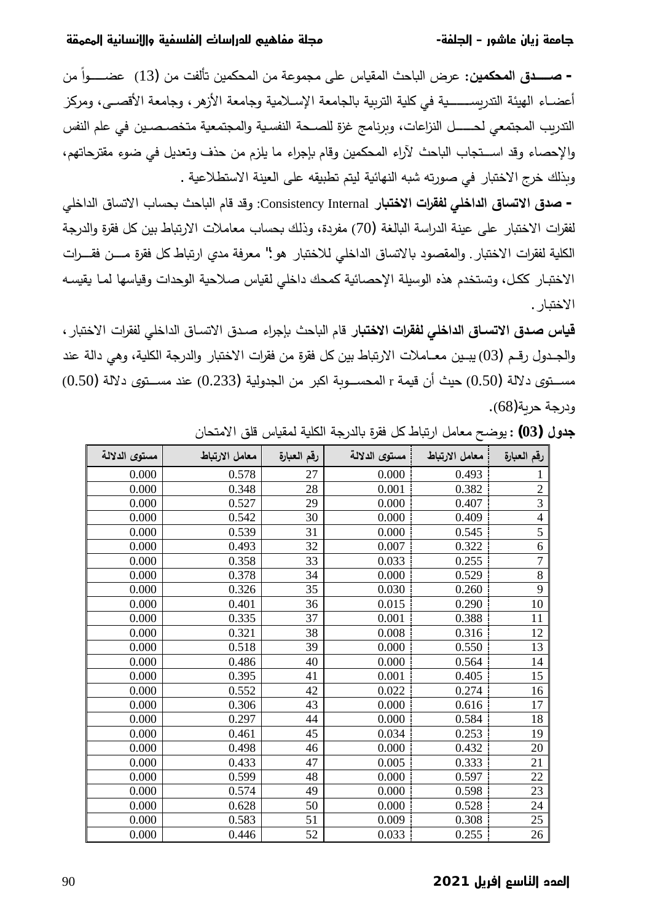**- صـــدق المحكمين:** عرض الباحث المقياس على مجموعة من المحكمين تألفت من (13) عضـــواً من أعضاء الهيئة التدريســـية في كلية التربية بالجامعة الإسلامية وجامعة الأزهر، وجامعة الأقصى، ومركز التدريب المجتمعي لحـــل النزاعات، وبرنامج غزة للصحة النفسية والمجتمعية متخصصين في علم النفس والإحصاء وقد اســتجاب الباحث لآراء المحكمين وقام بإجراء ما يلزم من حذف وتعديل في ضوء مقترحاتهم، وبذلك خرج الاختبار في صورته شبه النهائية ليتم تطبيقه على العينة الاستطلاعية .

**- صدق الاتساق الداخلي لفقرات الاختبار** Consistency Internal: وقد قام الباحث بحساب الاتساق الداخلي لفقرات الاختبار على عينة الدراسة البالغة (70) مفردة، وذلك بحساب معاملات الارتباط بين كل فقرة والدرجة الكلية لفقرات الاختبار. والمقصود بالاتساق الداخلي للاختبار هو:" معرفة مدي ارتباط كل فقرة مـــن فقـــرات الاختبار ككل، وتستخدم هذه الوسيلة الإحصائية كمحك داخلي لقياس صلاحية الوحدات وقياسها لما يقيسه الاختبار.

**قياس صدق الاتساق الداخلي لفقرات الاختبار** قام الباحث بإجراء صدق الاتساق الداخلي لفقرات الاختبار، والجدول رقم (03) يبين معاملات الارتباط بين كل فقرة من فقرات الاختبار والدرجة الكلية، وهي دالة عند مســتوى دلالة (0.50) حيث أن قيمة r المحســوبة اكبر من الجدولية (0.233) عند مســتوى دلالة (0.50) ودرجة حرية(68).

**جدول (03) :** يوضح معامل ارتباط كل فقرة بالدرجة الكلية لمقياس قلق الامتحان

| رقم العبارة | معامل الارتباط | مستوى الدلالة | رقم العبارة | معامل الارتباط | مستوى الدلالة |
|---|---|---|---|---|---|
| 1 | 0.493 | 0.000 | 27 | 0.578 | 0.000 |
| 2 | 0.382 | 0.001 | 28 | 0.348 | 0.000 |
| 3 | 0.407 | 0.000 | 29 | 0.527 | 0.000 |
| 4 | 0.409 | 0.000 | 30 | 0.542 | 0.000 |
| 5 | 0.545 | 0.000 | 31 | 0.539 | 0.000 |
| 6 | 0.322 | 0.007 | 32 | 0.493 | 0.000 |
| 7 | 0.255 | 0.033 | 33 | 0.358 | 0.000 |
| 8 | 0.529 | 0.000 | 34 | 0.378 | 0.000 |
| 9 | 0.260 | 0.030 | 35 | 0.326 | 0.000 |
| 10 | 0.290 | 0.015 | 36 | 0.401 | 0.000 |
| 11 | 0.388 | 0.001 | 37 | 0.335 | 0.000 |
| 12 | 0.316 | 0.008 | 38 | 0.321 | 0.000 |
| 13 | 0.550 | 0.000 | 39 | 0.518 | 0.000 |
| 14 | 0.564 | 0.000 | 40 | 0.486 | 0.000 |
| 15 | 0.405 | 0.001 | 41 | 0.395 | 0.000 |
| 16 | 0.274 | 0.022 | 42 | 0.552 | 0.000 |
| 17 | 0.616 | 0.000 | 43 | 0.306 | 0.000 |
| 18 | 0.584 | 0.000 | 44 | 0.297 | 0.000 |
| 19 | 0.253 | 0.034 | 45 | 0.461 | 0.000 |
| 20 | 0.432 | 0.000 | 46 | 0.498 | 0.000 |
| 21 | 0.333 | 0.005 | 47 | 0.433 | 0.000 |
| 22 | 0.597 | 0.000 | 48 | 0.599 | 0.000 |
| 23 | 0.598 | 0.000 | 49 | 0.574 | 0.000 |
| 24 | 0.528 | 0.000 | 50 | 0.628 | 0.000 |
| 25 | 0.308 | 0.009 | 51 | 0.583 | 0.000 |
| 26 | 0.255 | 0.033 | 52 | 0.446 | 0.000 |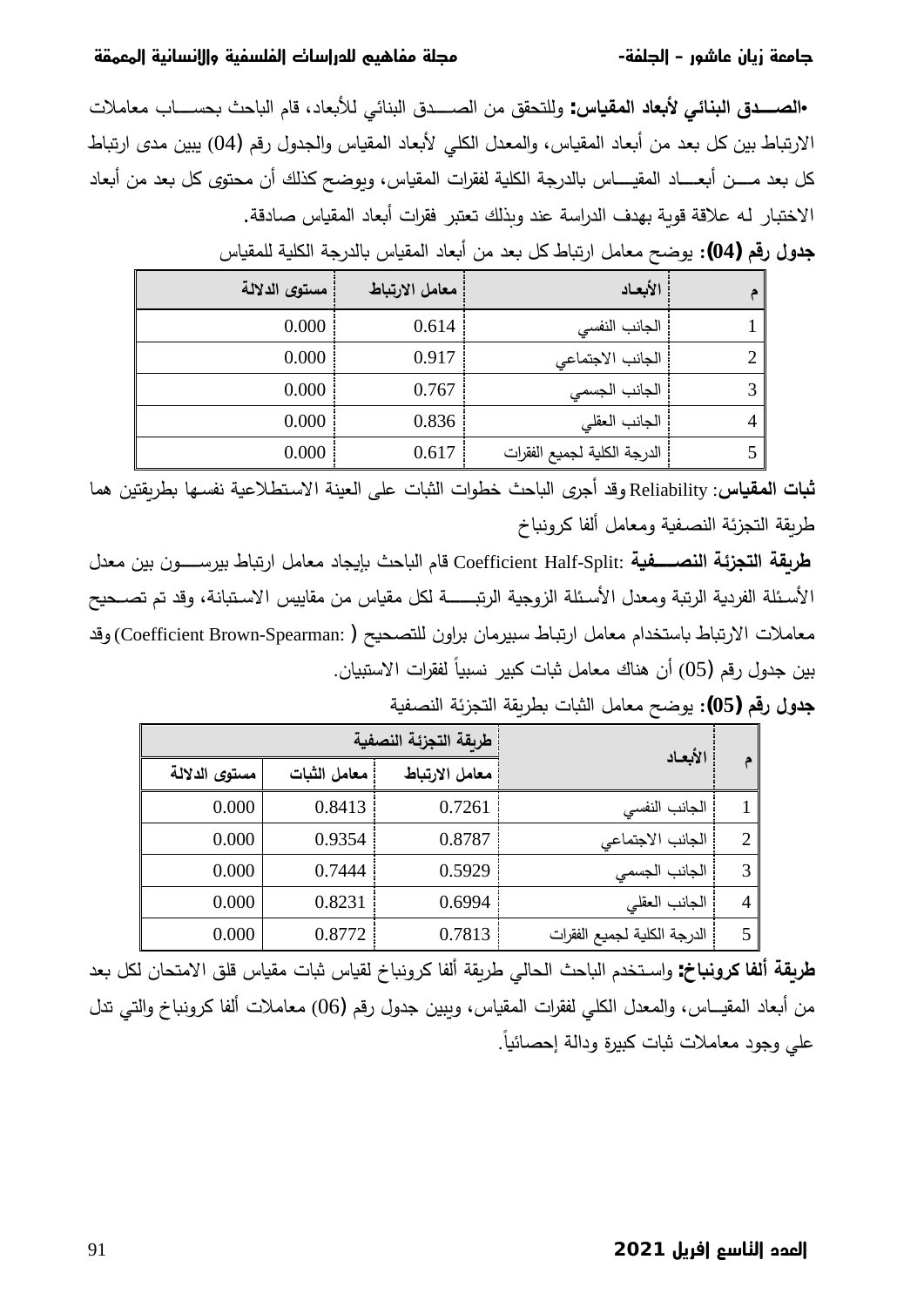**•الصـــدق البنائي لأبعاد المقياس:** وللتحقق من الصـــدق البنائي للأبعاد، قام الباحث بحســـاب معاملات الارتباط بين كل بعد من أبعاد المقياس، والمعدل الكلي لأبعاد المقياس والجدول رقم (04) يبين مدى ارتباط كل بعد مـــن أبعـــاد المقيـــاس بالدرجة الكلية لفقرات المقياس، ويوضح كذلك أن محتوى كل بعد من أبعاد الاختبار له علاقة قوية بهدف الدراسة عند وبذلك تعتبر فقرات أبعاد المقياس صادقة.

**جدول رقم (04):** يوضح معامل ارتباط كل بعد من أبعاد المقياس بالدرجة الكلية للمقياس

| م | الأبعـاد | معامل الارتباط | مستوى الدلالة |
|---|---|---|---|
| 1 | الجانب النفسي | 0.614 | 0.000 |
| 2 | الجانب الاجتماعي | 0.917 | 0.000 |
| 3 | الجانب الجسمي | 0.767 | 0.000 |
| 4 | الجانب العقلي | 0.836 | 0.000 |
| 5 | الدرجة الكلية لجميع الفقرات | 0.617 | 0.000 |

**ثبات المقياس:** Reliability وقد أجرى الباحث خطوات الثبات على العينة الاستطلاعية نفسها بطريقتين هما طريقة التجزئة النصفية ومعامل ألفا كرونباخ

**طريقة التجزئة النصـــفية** :Coefficient Half-Split قام الباحث بإيجاد معامل ارتباط بيرســـون بين معدل الأسئلة الفردية الرتبة ومعدل الأسئلة الزوجية الرتبـــة لكل مقياس من مقاييس الاستبانة، وقد تم تصـحيح معاملات الارتباط باستخدام معامل ارتباط سبيرمان براون للتصحيح ( :Coefficient Brown-Spearman) وقد بين جدول رقم (05) أن هناك معامل ثبات كبير نسبياً لفقرات الاستبيان.

**جدول رقم (05):** يوضح معامل الثبات بطريقة التجزئة النصفية

| م | الأبعـاد | طريقة التجزئة النصفية | | |
|---|---|---|---|---|
| | | معامل الارتباط | معامل الثبات | مستوى الدلالة |
| 1 | الجانب النفسي | 0.7261 | 0.8413 | 0.000 |
| 2 | الجانب الاجتماعي | 0.8787 | 0.9354 | 0.000 |
| 3 | الجانب الجسمي | 0.5929 | 0.7444 | 0.000 |
| 4 | الجانب العقلي | 0.6994 | 0.8231 | 0.000 |
| 5 | الدرجة الكلية لجميع الفقرات | 0.7813 | 0.8772 | 0.000 |

**طريقة ألفا كرونباخ:** واستخدم الباحث الحالي طريقة ألفا كرونباخ لقياس ثبات مقياس قلق الامتحان لكل بعد من أبعاد المقيـاس، والمعدل الكلي لفقرات المقياس، ويبين جدول رقم (06) معاملات ألفا كرونباخ والتي تدل علي وجود معاملات ثبات كبيرة ودالة إحصائياً.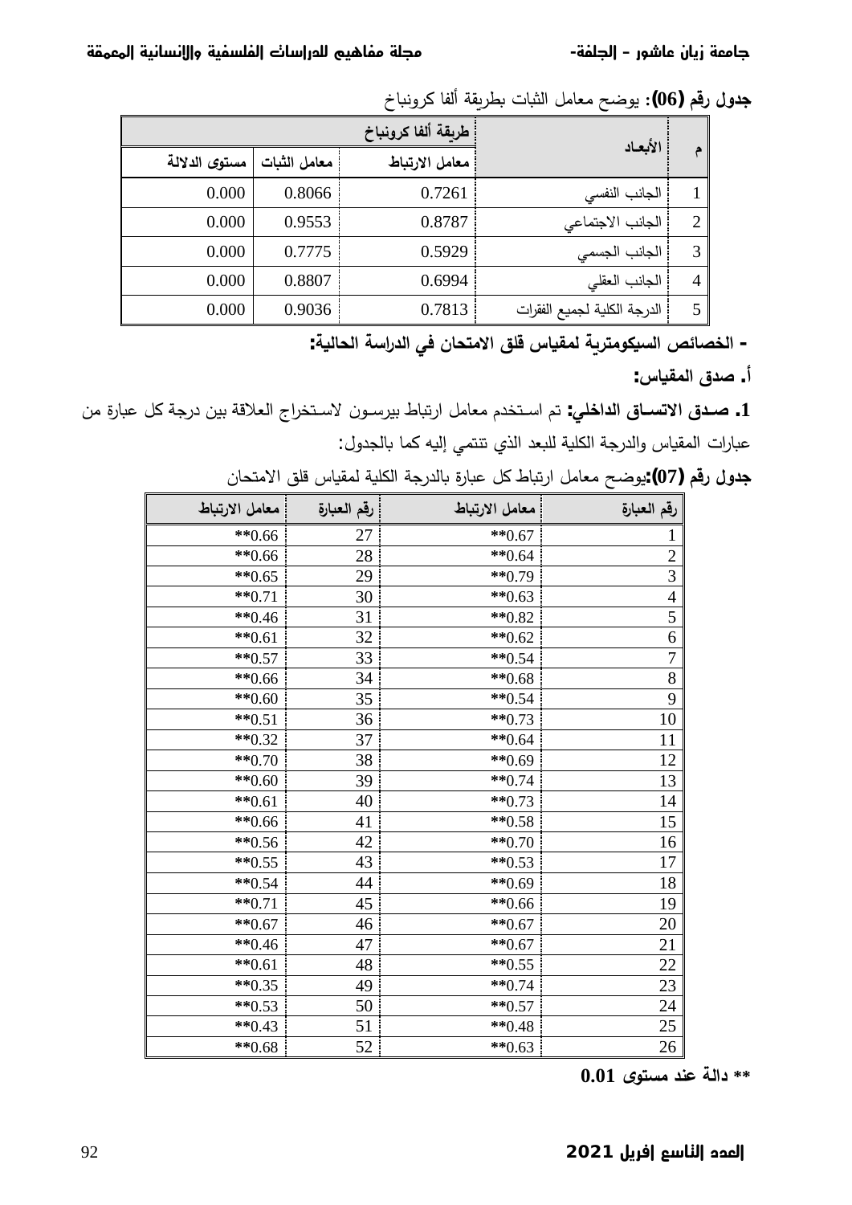**جدول رقم (06):** يوضح معامل الثبات بطريقة ألفا كرونباخ

| م | الأبعاد | طريقة ألفا كرونباخ | | |
|---|---|---|---|---|
| | | معامل الارتباط | معامل الثبات | مستوى الدلالة |
| 1 | الجانب النفسي | 0.7261 | 0.8066 | 0.000 |
| 2 | الجانب الاجتماعي | 0.8787 | 0.9553 | 0.000 |
| 3 | الجانب الجسمي | 0.5929 | 0.7775 | 0.000 |
| 4 | الجانب العقلي | 0.6994 | 0.8807 | 0.000 |
| 5 | الدرجة الكلية لجميع الفقرات | 0.7813 | 0.9036 | 0.000 |

**- الخصائص السيكومترية لمقياس قلق الامتحان في الدراسة الحالية:**

**أ. صدق المقياس:**

**1. صدق الاتساق الداخلي:** تم استخدم معامل ارتباط بيرسون لاستخراج العلاقة بين درجة كل عبارة من عبارات المقياس والدرجة الكلية للبعد الذي تنتمي إليه كما بالجدول:

**جدول رقم (07):** يوضح معامل ارتباط كل عبارة بالدرجة الكلية لمقياس قلق الامتحان

| رقم العبارة | معامل الارتباط | رقم العبارة | معامل الارتباط |
|---|---|---|---|
| 1 | **0.67 | 27 | **0.66 |
| 2 | **0.64 | 28 | **0.66 |
| 3 | **0.79 | 29 | **0.65 |
| 4 | **0.63 | 30 | **0.71 |
| 5 | **0.82 | 31 | **0.46 |
| 6 | **0.62 | 32 | **0.61 |
| 7 | **0.54 | 33 | **0.57 |
| 8 | **0.68 | 34 | **0.66 |
| 9 | **0.54 | 35 | **0.60 |
| 10 | **0.73 | 36 | **0.51 |
| 11 | **0.64 | 37 | **0.32 |
| 12 | **0.69 | 38 | **0.70 |
| 13 | **0.74 | 39 | **0.60 |
| 14 | **0.73 | 40 | **0.61 |
| 15 | **0.58 | 41 | **0.66 |
| 16 | **0.70 | 42 | **0.56 |
| 17 | **0.53 | 43 | **0.55 |
| 18 | **0.69 | 44 | **0.54 |
| 19 | **0.66 | 45 | **0.71 |
| 20 | **0.67 | 46 | **0.67 |
| 21 | **0.67 | 47 | **0.46 |
| 22 | **0.55 | 48 | **0.61 |
| 23 | **0.74 | 49 | **0.35 |
| 24 | **0.57 | 50 | **0.53 |
| 25 | **0.48 | 51 | **0.43 |
| 26 | **0.63 | 52 | **0.68 |

**** دالة عند مستوى 0.01**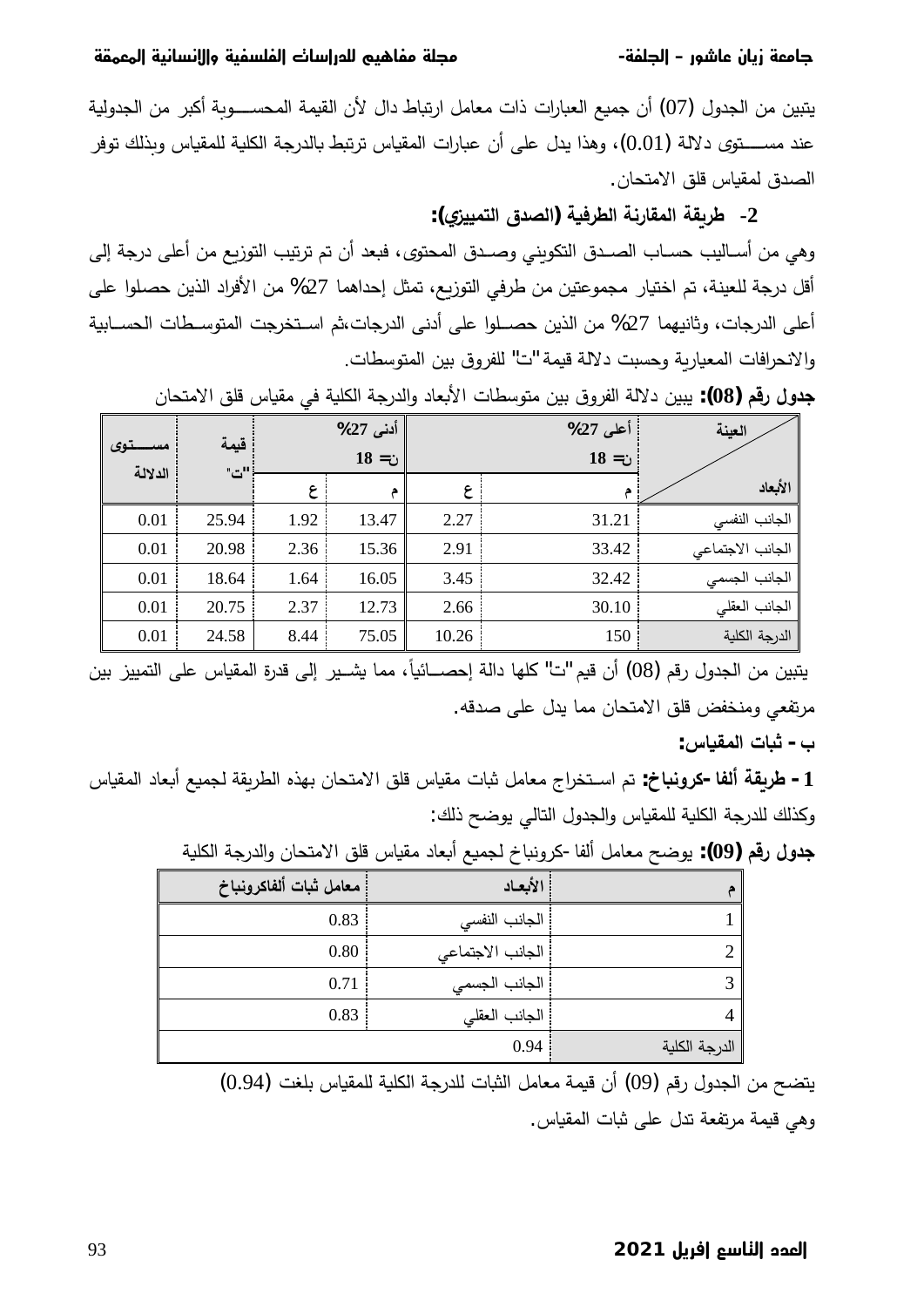يتبين من الجدول (07) أن جميع العبارات ذات معامل ارتباط دال لأن القيمة المحســوبة أكبر من الجدولية عند مســتوى دلالة (0.01)، وهذا يدل على أن عبارات المقياس ترتبط بالدرجة الكلية للمقياس وبذلك توفر الصدق لمقياس قلق الامتحان.

**2- طريقة المقارنة الطرفية (الصدق التمييزي):**

وهي من أساليب حساب الصدق التكويني وصدق المحتوى، فبعد أن تم ترتيب التوزيع من أعلى درجة إلى أقل درجة للعينة، تم اختيار مجموعتين من طرفي التوزيع، تمثل إحداهما 27% من الأفراد الذين حصلوا على أعلى الدرجات، وثانيهما 27% من الذين حصلوا على أدنى الدرجات،ثم استخرجت المتوسطات الحسابية والانحرافات المعيارية وحسبت دلالة قيمة "ت" للفروق بين المتوسطات.

**جدول رقم (08):** يبين دلالة الفروق بين متوسطات الأبعاد والدرجة الكلية في مقياس قلق الامتحان

| العينة / الأبعاد | أعلى 27% ن= 18 | | أدنى 27% ن= 18 | | قيمة "ت" | مستوى الدلالة |
|---|---|---|---|---|---|---|
| | م | ع | م | ع | | |
| الجانب النفسي | 31.21 | 2.27 | 13.47 | 1.92 | 25.94 | 0.01 |
| الجانب الاجتماعي | 33.42 | 2.91 | 15.36 | 2.36 | 20.98 | 0.01 |
| الجانب الجسمي | 32.42 | 3.45 | 16.05 | 1.64 | 18.64 | 0.01 |
| الجانب العقلي | 30.10 | 2.66 | 12.73 | 2.37 | 20.75 | 0.01 |
| الدرجة الكلية | 150 | 10.26 | 75.05 | 8.44 | 24.58 | 0.01 |

يتبين من الجدول رقم (08) أن قيم "ت" كلها دالة إحصائياً، مما يشير إلى قدرة المقياس على التمييز بين مرتفعي ومنخفض قلق الامتحان مما يدل على صدقه.

**ب - ثبات المقياس:**

**1 - طريقة ألفا -كرونباخ:** تم استخراج معامل ثبات مقياس قلق الامتحان بهذه الطريقة لجميع أبعاد المقياس وكذلك للدرجة الكلية للمقياس والجدول التالي يوضح ذلك:

**جدول رقم (09):** يوضح معامل ألفا -كرونباخ لجميع أبعاد مقياس قلق الامتحان والدرجة الكلية

| م | الأبعاد | معامل ثبات ألفاكرونباخ |
|---|---|---|
| 1 | الجانب النفسي | 0.83 |
| 2 | الجانب الاجتماعي | 0.80 |
| 3 | الجانب الجسمي | 0.71 |
| 4 | الجانب العقلي | 0.83 |
| الدرجة الكلية | 0.94 | |

يتضح من الجدول رقم (09) أن قيمة معامل الثبات للدرجة الكلية للمقياس بلغت (0.94) وهي قيمة مرتفعة تدل على ثبات المقياس.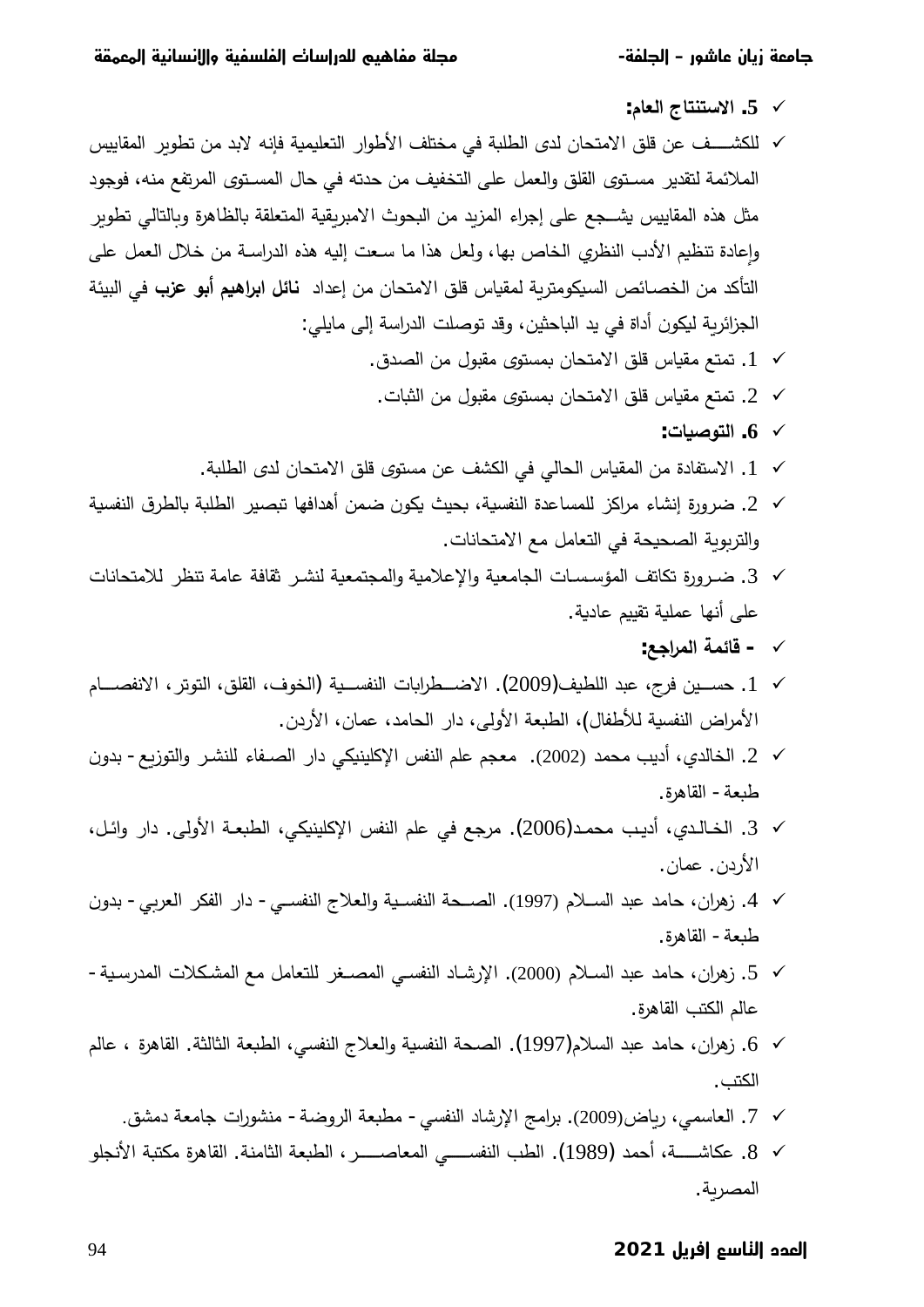- **5. الاستنتاج العام:**

- للكشف عن قلق الامتحان لدى الطلبة في مختلف الأطوار التعليمية فإنه لابد من تطوير المقاييس الملائمة لتقدير مستوى القلق والعمل على التخفيف من حدته في حال المستوى المرتفع منه، فوجود مثل هذه المقاييس يشجع على إجراء المزيد من البحوث الامبريقية المتعلقة بالظاهرة وبالتالي تطوير وإعادة تنظيم الأدب النظري الخاص بها، ولعل هذا ما سعت إليه هذه الدراسة من خلال العمل على التأكد من الخصائص السيكومترية لمقياس قلق الامتحان من إعداد **نائل ابراهيم أبو عزب** في البيئة الجزائرية ليكون أداة في يد الباحثين، وقد توصلت الدراسة إلى مايلي:
  - 1. تمتع مقياس قلق الامتحان بمستوى مقبول من الصدق.
  - 2. تمتع مقياس قلق الامتحان بمستوى مقبول من الثبات.

- **6. التوصيات:**
  - 1. الاستفادة من المقياس الحالي في الكشف عن مستوى قلق الامتحان لدى الطلبة.
  - 2. ضرورة إنشاء مراكز للمساعدة النفسية، بحيث يكون ضمن أهدافها تبصير الطلبة بالطرق النفسية والتربوية الصحيحة في التعامل مع الامتحانات.
  - 3. ضرورة تكاتف المؤسسات الجامعية والإعلامية والمجتمعية لنشر ثقافة عامة تنظر للامتحانات على أنها عملية تقييم عادية.

- **- قائمة المراجع:**
  - 1. حسين فرج، عبد اللطيف(2009). الاضطرابات النفسية (الخوف، القلق، التوتر، الانفصام الأمراض النفسية للأطفال)، الطبعة الأولى، دار الحامد، عمان، الأردن.
  - 2. الخالدي، أديب محمد (2002). معجم علم النفس الإكلينيكي دار الصفاء للنشر والتوزيع - بدون طبعة - القاهرة.
  - 3. الخالدي، أديب محمد(2006). مرجع في علم النفس الإكلينيكي، الطبعة الأولى. دار وائل، الأردن. عمان.
  - 4. زهران، حامد عبد السلام (1997). الصحة النفسية والعلاج النفسي - دار الفكر العربي - بدون طبعة - القاهرة.
  - 5. زهران، حامد عبد السلام (2000). الإرشاد النفسي المصغر للتعامل مع المشكلات المدرسية - عالم الكتب القاهرة.
  - 6. زهران، حامد عبد السلام(1997). الصحة النفسية والعلاج النفسي، الطبعة الثالثة. القاهرة ، عالم الكتب.
  - 7. العاسمي، رياض(2009). برامج الإرشاد النفسي - مطبعة الروضة - منشورات جامعة دمشق.
  - 8. عكاشة، أحمد (1989). الطب النفسي المعاصر ، الطبعة الثامنة. القاهرة مكتبة الأنجلو المصرية.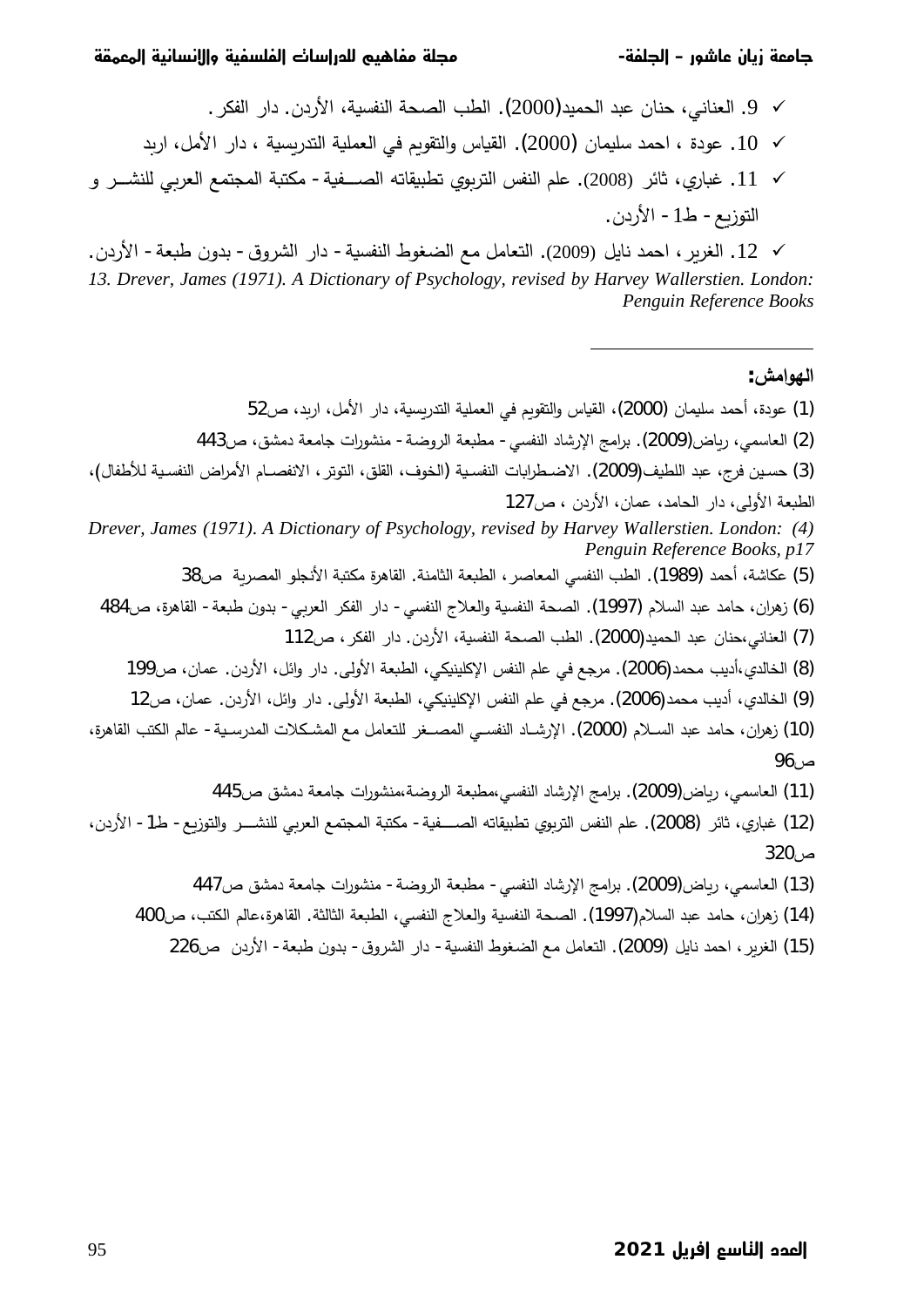- 9. العناني، حنان عبد الحميد(2000). الطب الصحة النفسية، الأردن. دار الفكر.
- 10. عودة ، احمد سليمان (2000). القياس والتقويم في العملية التدريسية ، دار الأمل، اربد
- 11. غباري، ثائر (2008). علم النفس التربوي تطبيقاته الصـــفية - مكتبة المجتمع العربي للنشـــر و التوزيع - ط1 - الأردن.
- 12. الغرير، احمد نايل (2009). التعامل مع الضغوط النفسية - دار الشروق - بدون طبعة - الأردن.

*13. Drever, James (1971). A Dictionary of Psychology, revised by Harvey Wallerstien. London: Penguin Reference Books*

---

**الهوامش:**

(1) عودة، أحمد سليمان (2000)، القياس والتقويم في العملية التدريسية، دار الأمل، اربد، ص52

(2) العاسمي، رياض(2009). برامج الإرشاد النفسي - مطبعة الروضة - منشورات جامعة دمشق، ص443

(3) حسين فرج، عبد اللطيف(2009). الاضطرابات النفسية (الخوف، القلق، التوتر، الانفصام الأمراض النفسية للأطفال)، الطبعة الأولى، دار الحامد، عمان، الأردن ، ص127

*(4) Drever, James (1971). A Dictionary of Psychology, revised by Harvey Wallerstien. London: Penguin Reference Books, p17*

(5) عكاشة، أحمد (1989). الطب النفسي المعاصر، الطبعة الثامنة. القاهرة مكتبة الأنجلو المصرية ص38

(6) زهران، حامد عبد السلام (1997). الصحة النفسية والعلاج النفسي - دار الفكر العربي - بدون طبعة - القاهرة، ص484

(7) العناني،حنان عبد الحميد(2000). الطب الصحة النفسية، الأردن. دار الفكر، ص112

(8) الخالدي،أديب محمد(2006). مرجع في علم النفس الإكلينيكي، الطبعة الأولى. دار وائل، الأردن. عمان، ص199

(9) الخالدي، أديب محمد(2006). مرجع في علم النفس الإكلينيكي، الطبعة الأولى. دار وائل، الأردن. عمان، ص12

(10) زهران، حامد عبد السلام (2000). الإرشاد النفسي المصغر للتعامل مع المشكلات المدرسية - عالم الكتب القاهرة، ص96

(11) العاسمي، رياض(2009). برامج الإرشاد النفسي،مطبعة الروضة،منشورات جامعة دمشق ص445

(12) غباري، ثائر (2008). علم النفس التربوي تطبيقاته الصـــفية - مكتبة المجتمع العربي للنشـــر والتوزيع - ط1 - الأردن، ص320

(13) العاسمي، رياض(2009). برامج الإرشاد النفسي - مطبعة الروضة - منشورات جامعة دمشق ص447

(14) زهران، حامد عبد السلام(1997). الصحة النفسية والعلاج النفسي، الطبعة الثالثة. القاهرة،عالم الكتب، ص400

(15) الغرير، احمد نايل (2009). التعامل مع الضغوط النفسية - دار الشروق - بدون طبعة - الأردن ص226